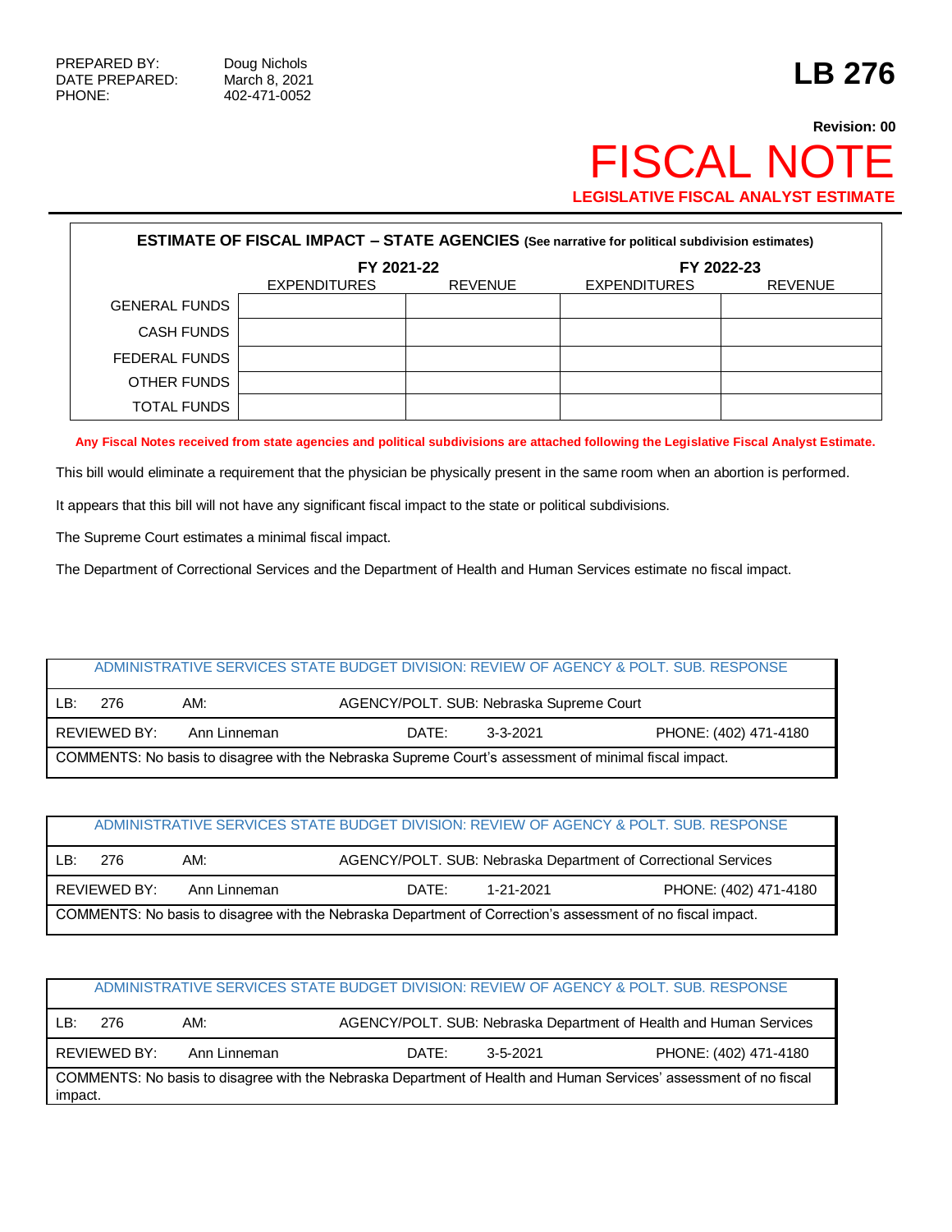PREPARED BY: Doug Nichols
DATE PREPARED: March 8, 2021
PHONE: 402-471-0052

# LB 276

**Revision: 00**

# FISCAL NOTE

**LEGISLATIVE FISCAL ANALYST ESTIMATE**

**ESTIMATE OF FISCAL IMPACT – STATE AGENCIES** (See narrative for political subdivision estimates)

| | FY 2021-22 | | FY 2022-23 | |
|---|---|---|---|---|
| | EXPENDITURES | REVENUE | EXPENDITURES | REVENUE |
| GENERAL FUNDS | | | | |
| CASH FUNDS | | | | |
| FEDERAL FUNDS | | | | |
| OTHER FUNDS | | | | |
| TOTAL FUNDS | | | | |

**Any Fiscal Notes received from state agencies and political subdivisions are attached following the Legislative Fiscal Analyst Estimate.**

This bill would eliminate a requirement that the physician be physically present in the same room when an abortion is performed.

It appears that this bill will not have any significant fiscal impact to the state or political subdivisions.

The Supreme Court estimates a minimal fiscal impact.

The Department of Correctional Services and the Department of Health and Human Services estimate no fiscal impact.

| ADMINISTRATIVE SERVICES STATE BUDGET DIVISION: REVIEW OF AGENCY & POLT. SUB. RESPONSE | | | |
|---|---|---|---|
| LB: 276 | AM: | AGENCY/POLT. SUB: Nebraska Supreme Court | |
| REVIEWED BY: Ann Linneman | DATE: 3-3-2021 | | PHONE: (402) 471-4180 |
| COMMENTS: No basis to disagree with the Nebraska Supreme Court's assessment of minimal fiscal impact. | | | |

| ADMINISTRATIVE SERVICES STATE BUDGET DIVISION: REVIEW OF AGENCY & POLT. SUB. RESPONSE | | | |
|---|---|---|---|
| LB: 276 | AM: | AGENCY/POLT. SUB: Nebraska Department of Correctional Services | |
| REVIEWED BY: Ann Linneman | DATE: 1-21-2021 | | PHONE: (402) 471-4180 |
| COMMENTS: No basis to disagree with the Nebraska Department of Correction's assessment of no fiscal impact. | | | |

| ADMINISTRATIVE SERVICES STATE BUDGET DIVISION: REVIEW OF AGENCY & POLT. SUB. RESPONSE | | | |
|---|---|---|---|
| LB: 276 | AM: | AGENCY/POLT. SUB: Nebraska Department of Health and Human Services | |
| REVIEWED BY: Ann Linneman | DATE: 3-5-2021 | | PHONE: (402) 471-4180 |
| COMMENTS: No basis to disagree with the Nebraska Department of Health and Human Services' assessment of no fiscal impact. | | | |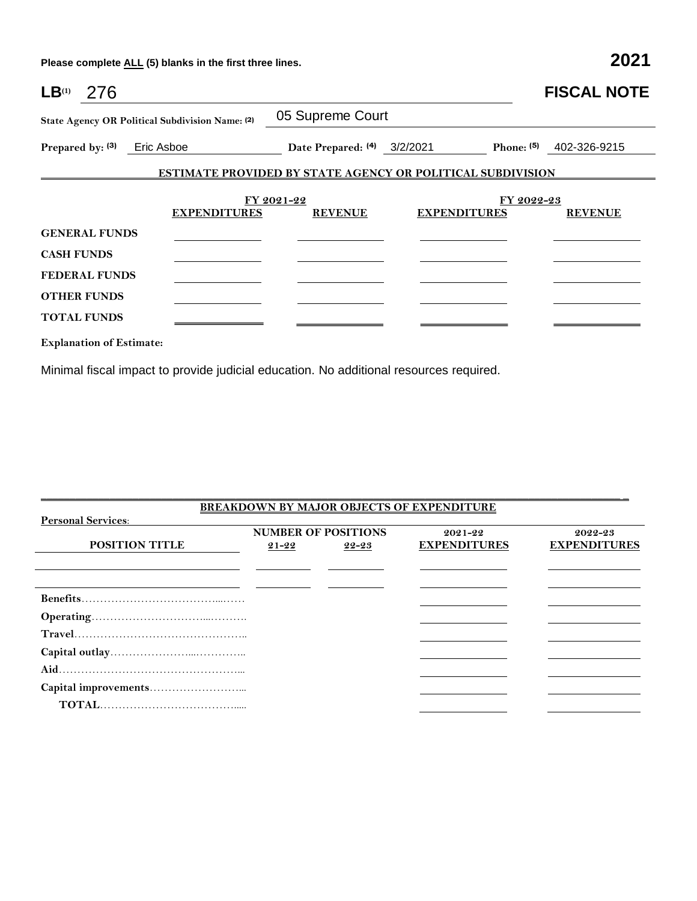Please complete ALL (5) blanks in the first three lines.

**2021**

# LB[(1)] 276 — FISCAL NOTE

**State Agency OR Political Subdivision Name:** [(2)] 05 Supreme Court

**Prepared by:** [(3)] Eric Asboe **Date Prepared:** [(4)] 3/2/2021 **Phone:** [(5)] 402-326-9215

## ESTIMATE PROVIDED BY STATE AGENCY OR POLITICAL SUBDIVISION

| | FY 2021-22 | | FY 2022-23 | |
|---|---|---|---|---|
| | **EXPENDITURES** | **REVENUE** | **EXPENDITURES** | **REVENUE** |
| **GENERAL FUNDS** | | | | |
| **CASH FUNDS** | | | | |
| **FEDERAL FUNDS** | | | | |
| **OTHER FUNDS** | | | | |
| **TOTAL FUNDS** | | | | |

**Explanation of Estimate:**

Minimal fiscal impact to provide judicial education. No additional resources required.

## BREAKDOWN BY MAJOR OBJECTS OF EXPENDITURE

**Personal Services:**

| POSITION TITLE | NUMBER OF POSITIONS 21-22 | NUMBER OF POSITIONS 22-23 | 2021-22 EXPENDITURES | 2022-23 EXPENDITURES |
|---|---|---|---|---|
| | | | | |
| | | | | |
| **Benefits** | | | | |
| **Operating** | | | | |
| **Travel** | | | | |
| **Capital outlay** | | | | |
| **Aid** | | | | |
| **Capital improvements** | | | | |
| **TOTAL** | | | | |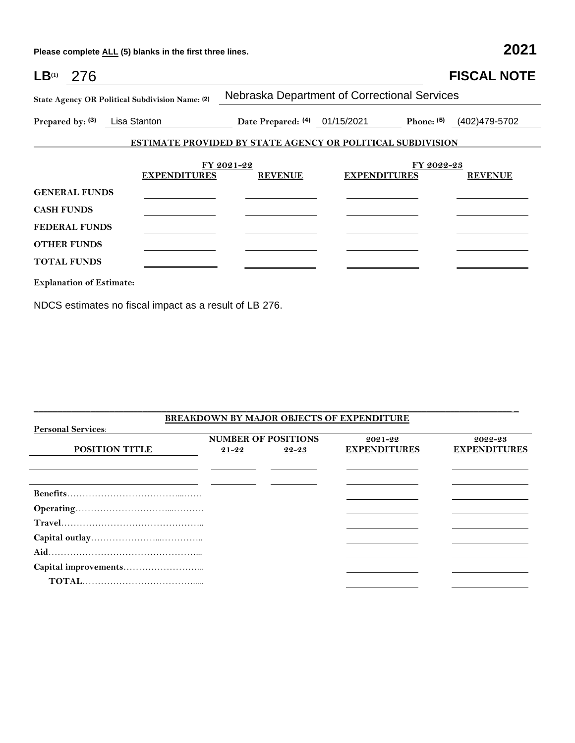Please complete ALL (5) blanks in the first three lines. **2021**

**LB**(1) 276 **FISCAL NOTE**

**State Agency OR Political Subdivision Name:** (2) Nebraska Department of Correctional Services

**Prepared by:** (3) Lisa Stanton **Date Prepared:** (4) 01/15/2021 **Phone:** (5) (402)479-5702

**ESTIMATE PROVIDED BY STATE AGENCY OR POLITICAL SUBDIVISION**

| | FY 2021-22 | | FY 2022-23 | |
|---|---|---|---|---|
| | **EXPENDITURES** | **REVENUE** | **EXPENDITURES** | **REVENUE** |
| **GENERAL FUNDS** | | | | |
| **CASH FUNDS** | | | | |
| **FEDERAL FUNDS** | | | | |
| **OTHER FUNDS** | | | | |
| **TOTAL FUNDS** | | | | |

**Explanation of Estimate:**

NDCS estimates no fiscal impact as a result of LB 276.

**BREAKDOWN BY MAJOR OBJECTS OF EXPENDITURE**

**Personal Services:**

| POSITION TITLE | NUMBER OF POSITIONS 21-22 | NUMBER OF POSITIONS 22-23 | 2021-22 EXPENDITURES | 2022-23 EXPENDITURES |
|---|---|---|---|---|
| | | | | |
| | | | | |
| **Benefits** | | | | |
| **Operating** | | | | |
| **Travel** | | | | |
| **Capital outlay** | | | | |
| **Aid** | | | | |
| **Capital improvements** | | | | |
| **TOTAL** | | | | |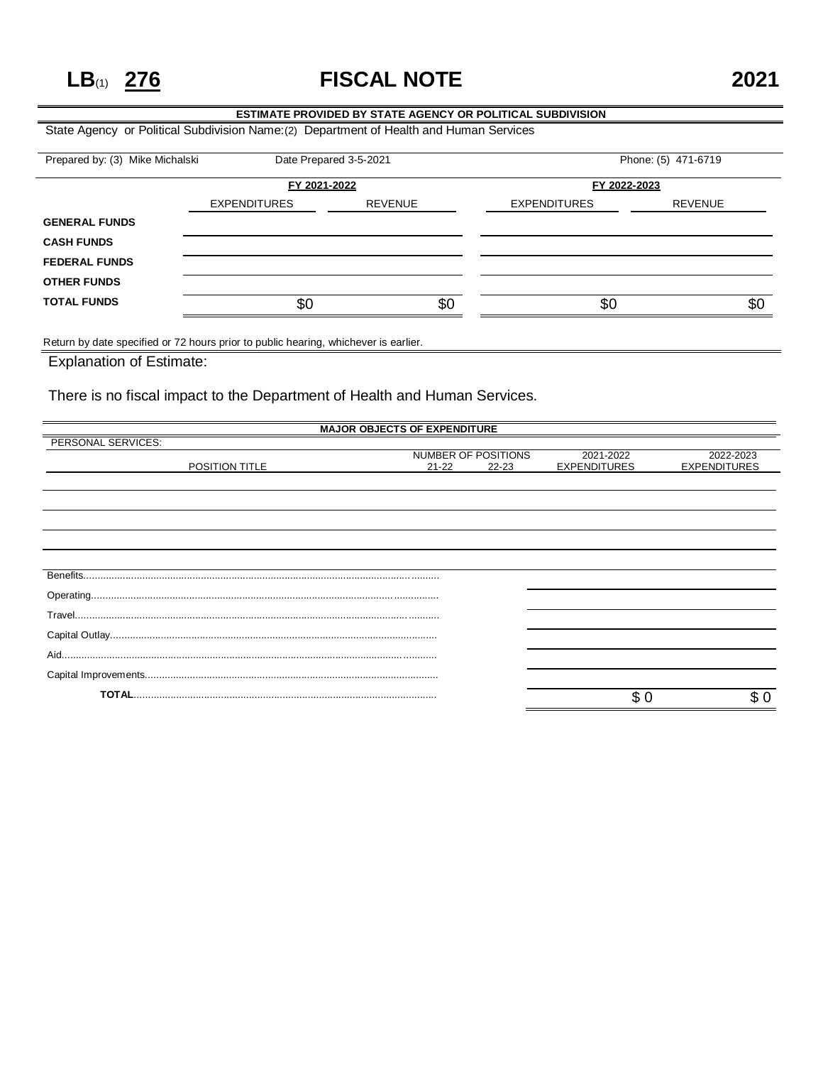# LB(1) 276 FISCAL NOTE 2021

**ESTIMATE PROVIDED BY STATE AGENCY OR POLITICAL SUBDIVISION**

State Agency or Political Subdivision Name:(2) Department of Health and Human Services

Prepared by: (3) Mike Michalski | Date Prepared 3-5-2021 | Phone: (5) 471-6719

| | FY 2021-2022 | | FY 2022-2023 | |
|---|---|---|---|---|
| | EXPENDITURES | REVENUE | EXPENDITURES | REVENUE |
| **GENERAL FUNDS** | | | | |
| **CASH FUNDS** | | | | |
| **FEDERAL FUNDS** | | | | |
| **OTHER FUNDS** | | | | |
| **TOTAL FUNDS** | $0 | $0 | $0 | $0 |

Return by date specified or 72 hours prior to public hearing, whichever is earlier.

Explanation of Estimate:

There is no fiscal impact to the Department of Health and Human Services.

**MAJOR OBJECTS OF EXPENDITURE**

PERSONAL SERVICES:

| POSITION TITLE | NUMBER OF POSITIONS 21-22 | NUMBER OF POSITIONS 22-23 | 2021-2022 EXPENDITURES | 2022-2023 EXPENDITURES |
|---|---|---|---|---|
| | | | | |

| | 2021-2022 | 2022-2023 |
|---|---|---|
| Benefits | | |
| Operating | | |
| Travel | | |
| Capital Outlay | | |
| Aid | | |
| Capital Improvements | | |
| **TOTAL** | $ 0 | $ 0 |